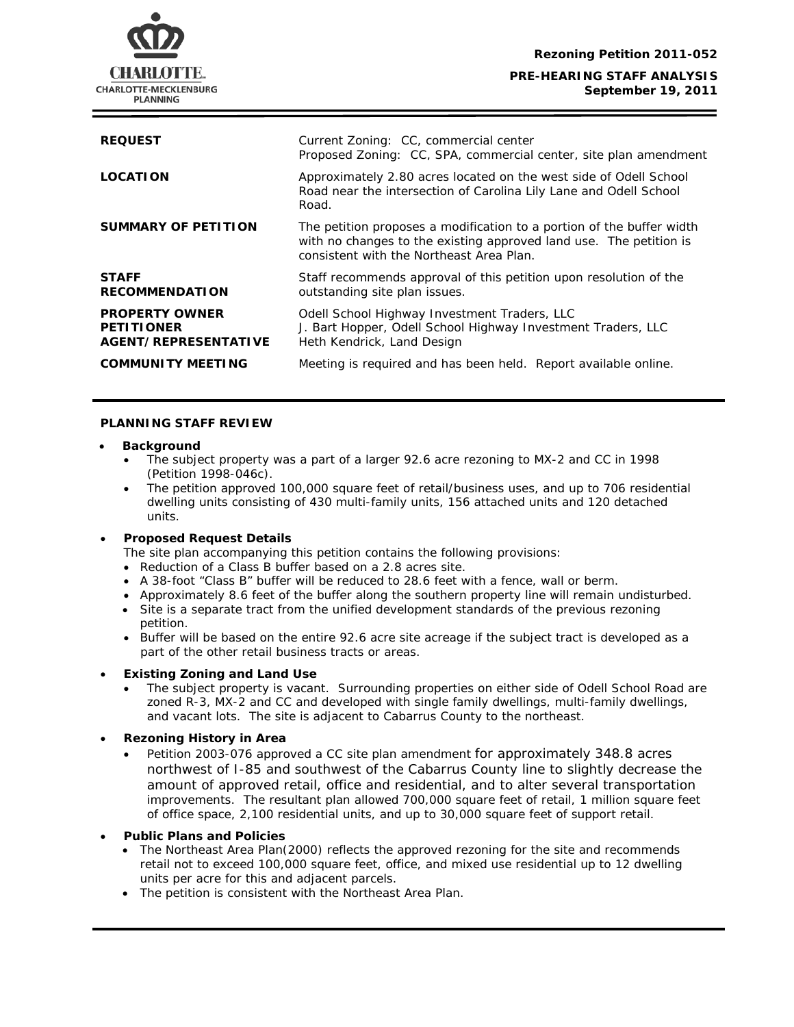**Rezoning Petition 2011-052**

**PRE-HEARING STAFF ANALYSIS**
**September 19, 2011**

| | |
|---|---|
| **REQUEST** | Current Zoning: CC, commercial center<br>Proposed Zoning: CC, SPA, commercial center, site plan amendment |
| **LOCATION** | Approximately 2.80 acres located on the west side of Odell School Road near the intersection of Carolina Lily Lane and Odell School Road. |
| **SUMMARY OF PETITION** | The petition proposes a modification to a portion of the buffer width with no changes to the existing approved land use. The petition is consistent with the Northeast Area Plan. |
| **STAFF RECOMMENDATION** | Staff recommends approval of this petition upon resolution of the outstanding site plan issues. |
| **PROPERTY OWNER**<br>**PETITIONER**<br>**AGENT/REPRESENTATIVE** | Odell School Highway Investment Traders, LLC<br>J. Bart Hopper, Odell School Highway Investment Traders, LLC<br>Heth Kendrick, Land Design |
| **COMMUNITY MEETING** | Meeting is required and has been held. Report available online. |

## PLANNING STAFF REVIEW

- **Background**
  - The subject property was a part of a larger 92.6 acre rezoning to MX-2 and CC in 1998 (Petition 1998-046c).
  - The petition approved 100,000 square feet of retail/business uses, and up to 706 residential dwelling units consisting of 430 multi-family units, 156 attached units and 120 detached units.

- **Proposed Request Details**

  The site plan accompanying this petition contains the following provisions:
  - Reduction of a Class B buffer based on a 2.8 acres site.
  - A 38-foot "Class B" buffer will be reduced to 28.6 feet with a fence, wall or berm.
  - Approximately 8.6 feet of the buffer along the southern property line will remain undisturbed.
  - Site is a separate tract from the unified development standards of the previous rezoning petition.
  - Buffer will be based on the entire 92.6 acre site acreage if the subject tract is developed as a part of the other retail business tracts or areas.

- **Existing Zoning and Land Use**
  - The subject property is vacant. Surrounding properties on either side of Odell School Road are zoned R-3, MX-2 and CC and developed with single family dwellings, multi-family dwellings, and vacant lots. The site is adjacent to Cabarrus County to the northeast.

- **Rezoning History in Area**
  - Petition 2003-076 approved a CC site plan amendment for approximately 348.8 acres northwest of I-85 and southwest of the Cabarrus County line to slightly decrease the amount of approved retail, office and residential, and to alter several transportation improvements. The resultant plan allowed 700,000 square feet of retail, 1 million square feet of office space, 2,100 residential units, and up to 30,000 square feet of support retail.

- **Public Plans and Policies**
  - The Northeast Area Plan(2000) reflects the approved rezoning for the site and recommends retail not to exceed 100,000 square feet, office, and mixed use residential up to 12 dwelling units per acre for this and adjacent parcels.
  - The petition is consistent with the Northeast Area Plan.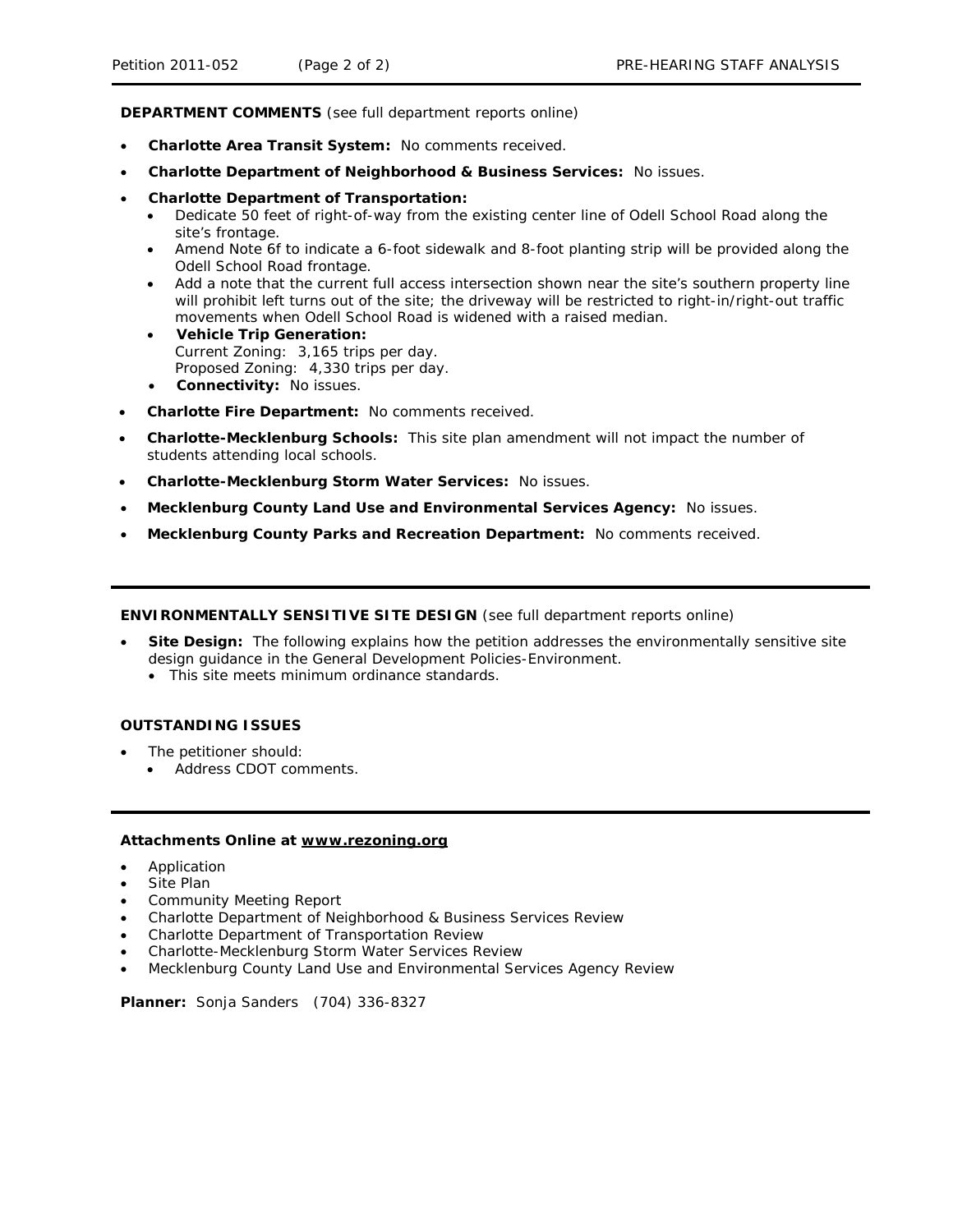**DEPARTMENT COMMENTS** (see full department reports online)

- **Charlotte Area Transit System:** No comments received.
- **Charlotte Department of Neighborhood & Business Services:** No issues.
- **Charlotte Department of Transportation:**
  - Dedicate 50 feet of right-of-way from the existing center line of Odell School Road along the site's frontage.
  - Amend Note 6f to indicate a 6-foot sidewalk and 8-foot planting strip will be provided along the Odell School Road frontage.
  - Add a note that the current full access intersection shown near the site's southern property line will prohibit left turns out of the site; the driveway will be restricted to right-in/right-out traffic movements when Odell School Road is widened with a raised median.
  - **Vehicle Trip Generation:**
    Current Zoning: 3,165 trips per day.
    Proposed Zoning: 4,330 trips per day.
  - **Connectivity:** No issues.
- **Charlotte Fire Department:** No comments received.
- **Charlotte-Mecklenburg Schools:** This site plan amendment will not impact the number of students attending local schools.
- **Charlotte-Mecklenburg Storm Water Services:** No issues.
- **Mecklenburg County Land Use and Environmental Services Agency:** No issues.
- **Mecklenburg County Parks and Recreation Department:** No comments received.

**ENVIRONMENTALLY SENSITIVE SITE DESIGN** (see full department reports online)

- **Site Design:** The following explains how the petition addresses the environmentally sensitive site design guidance in the General Development Policies-Environment.
  - This site meets minimum ordinance standards.

**OUTSTANDING ISSUES**

- The petitioner should:
  - Address CDOT comments.

**Attachments Online at www.rezoning.org**

- Application
- Site Plan
- Community Meeting Report
- Charlotte Department of Neighborhood & Business Services Review
- Charlotte Department of Transportation Review
- Charlotte-Mecklenburg Storm Water Services Review
- Mecklenburg County Land Use and Environmental Services Agency Review

**Planner:** Sonja Sanders (704) 336-8327